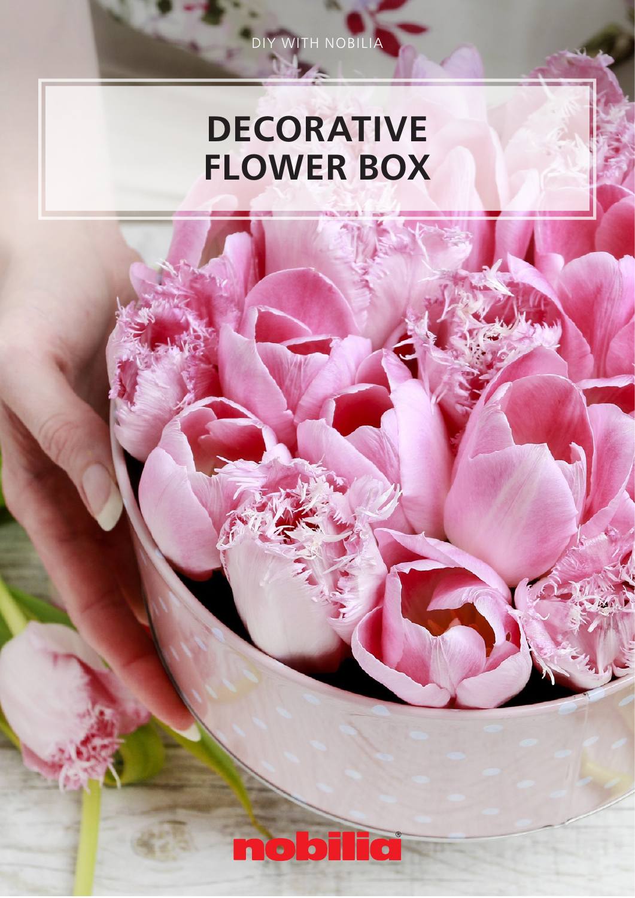DIY WITH NOBILIA

# DECORATIVE FLOWER BOX

nobilia®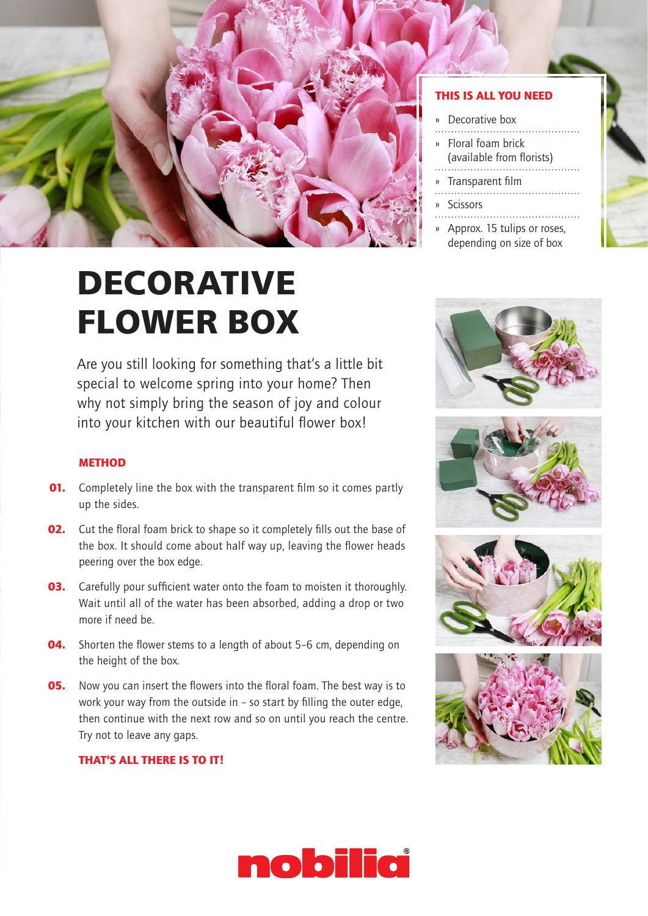# DECORATIVE FLOWER BOX

Are you still looking for something that's a little bit special to welcome spring into your home? Then why not simply bring the season of joy and colour into your kitchen with our beautiful flower box!

## THIS IS ALL YOU NEED

- Decorative box
- Floral foam brick (available from florists)
- Transparent film
- Scissors
- Approx. 15 tulips or roses, depending on size of box

## METHOD

**01.** Completely line the box with the transparent film so it comes partly up the sides.

**02.** Cut the floral foam brick to shape so it completely fills out the base of the box. It should come about half way up, leaving the flower heads peering over the box edge.

**03.** Carefully pour sufficient water onto the foam to moisten it thoroughly. Wait until all of the water has been absorbed, adding a drop or two more if need be.

**04.** Shorten the flower stems to a length of about 5–6 cm, depending on the height of the box.

**05.** Now you can insert the flowers into the floral foam. The best way is to work your way from the outside in – so start by filling the outer edge, then continue with the next row and so on until you reach the centre. Try not to leave any gaps.

**THAT'S ALL THERE IS TO IT!**

nobilia®